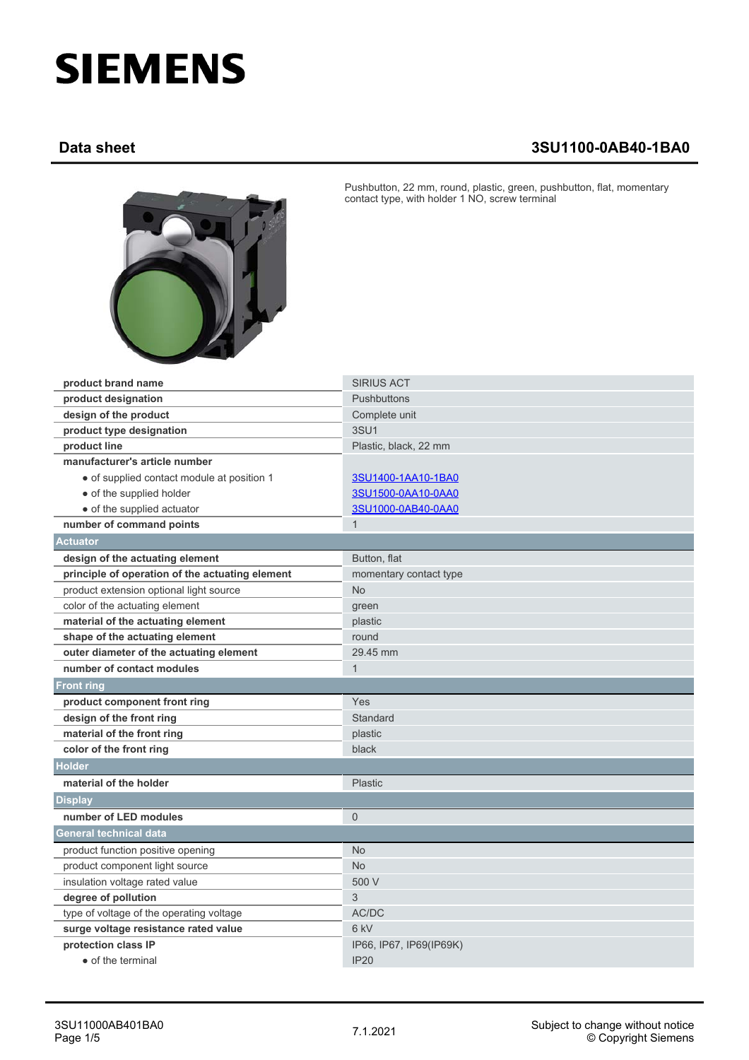# SIEMENS

## Data sheet 3SU1100-0AB40-1BA0

Pushbutton, 22 mm, round, plastic, green, pushbutton, flat, momentary contact type, with holder 1 NO, screw terminal

| | |
|---|---|
| **product brand name** | SIRIUS ACT |
| **product designation** | Pushbuttons |
| **design of the product** | Complete unit |
| **product type designation** | 3SU1 |
| **product line** | Plastic, black, 22 mm |
| **manufacturer's article number** | |
| • of supplied contact module at position 1 | 3SU1400-1AA10-1BA0 |
| • of the supplied holder | 3SU1500-0AA10-0AA0 |
| • of the supplied actuator | 3SU1000-0AB40-0AA0 |
| **number of command points** | 1 |
| **Actuator** | |
| **design of the actuating element** | Button, flat |
| **principle of operation of the actuating element** | momentary contact type |
| product extension optional light source | No |
| color of the actuating element | green |
| **material of the actuating element** | plastic |
| **shape of the actuating element** | round |
| **outer diameter of the actuating element** | 29.45 mm |
| **number of contact modules** | 1 |
| **Front ring** | |
| **product component front ring** | Yes |
| **design of the front ring** | Standard |
| **material of the front ring** | plastic |
| **color of the front ring** | black |
| **Holder** | |
| **material of the holder** | Plastic |
| **Display** | |
| **number of LED modules** | 0 |
| **General technical data** | |
| product function positive opening | No |
| product component light source | No |
| insulation voltage rated value | 500 V |
| **degree of pollution** | 3 |
| type of voltage of the operating voltage | AC/DC |
| **surge voltage resistance rated value** | 6 kV |
| **protection class IP** | IP66, IP67, IP69(IP69K) |
| • of the terminal | IP20 |

3SU11000AB401BA0 7.1.2021 Subject to change without notice © Copyright Siemens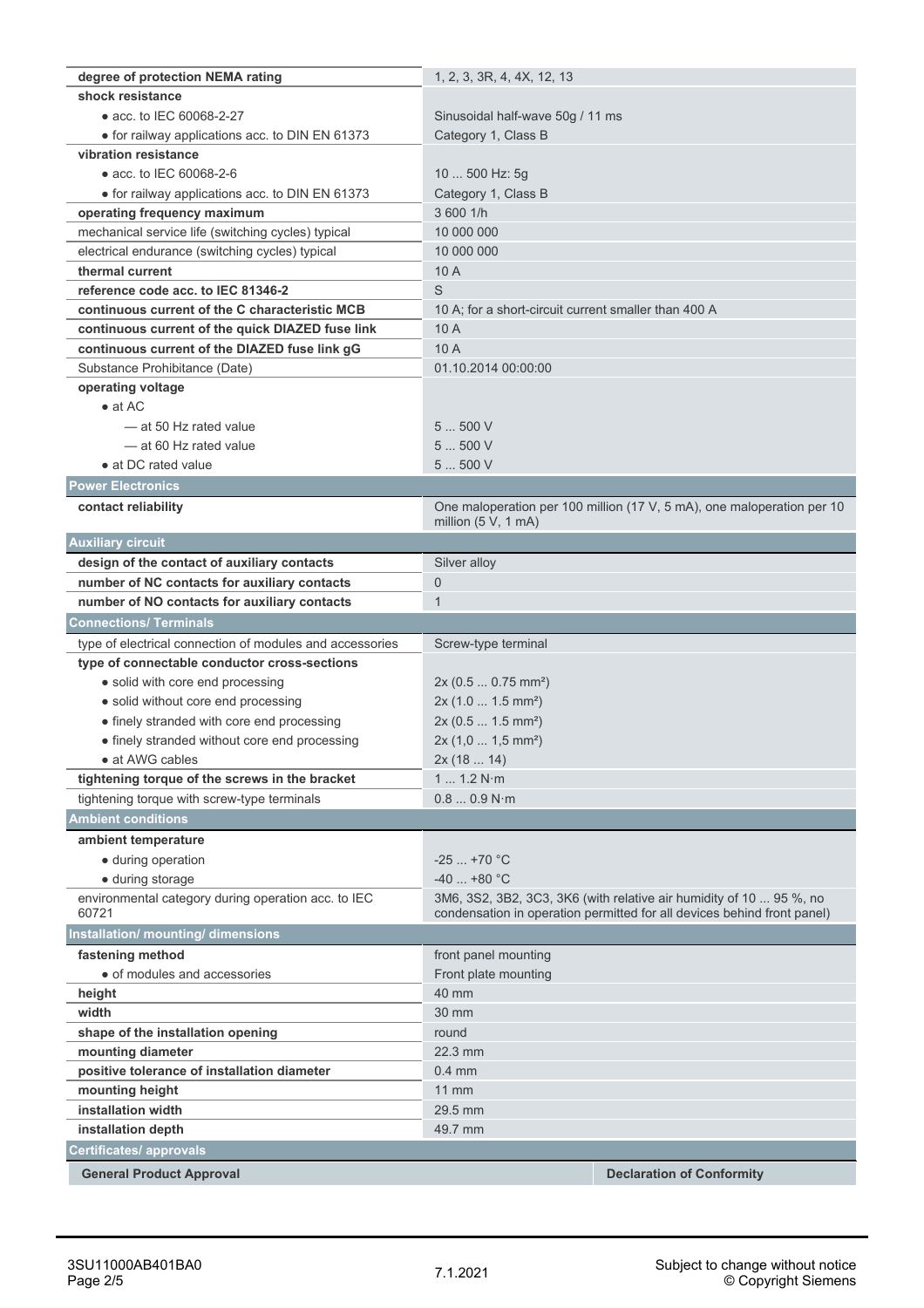| | |
|---|---|
| **degree of protection NEMA rating** | 1, 2, 3, 3R, 4, 4X, 12, 13 |
| **shock resistance** | |
| • acc. to IEC 60068-2-27 | Sinusoidal half-wave 50g / 11 ms |
| • for railway applications acc. to DIN EN 61373 | Category 1, Class B |
| **vibration resistance** | |
| • acc. to IEC 60068-2-6 | 10 ... 500 Hz: 5g |
| • for railway applications acc. to DIN EN 61373 | Category 1, Class B |
| **operating frequency maximum** | 3 600 1/h |
| mechanical service life (switching cycles) typical | 10 000 000 |
| electrical endurance (switching cycles) typical | 10 000 000 |
| **thermal current** | 10 A |
| **reference code acc. to IEC 81346-2** | S |
| **continuous current of the C characteristic MCB** | 10 A; for a short-circuit current smaller than 400 A |
| **continuous current of the quick DIAZED fuse link** | 10 A |
| **continuous current of the DIAZED fuse link gG** | 10 A |
| Substance Prohibitance (Date) | 01.10.2014 00:00:00 |
| **operating voltage** | |
| • at AC | |
| — at 50 Hz rated value | 5 ... 500 V |
| — at 60 Hz rated value | 5 ... 500 V |
| • at DC rated value | 5 ... 500 V |

## Power Electronics

| | |
|---|---|
| **contact reliability** | One maloperation per 100 million (17 V, 5 mA), one maloperation per 10 million (5 V, 1 mA) |

## Auxiliary circuit

| | |
|---|---|
| **design of the contact of auxiliary contacts** | Silver alloy |
| **number of NC contacts for auxiliary contacts** | 0 |
| **number of NO contacts for auxiliary contacts** | 1 |

## Connections/ Terminals

| | |
|---|---|
| type of electrical connection of modules and accessories | Screw-type terminal |
| **type of connectable conductor cross-sections** | |
| • solid with core end processing | 2x (0.5 ... 0.75 mm²) |
| • solid without core end processing | 2x (1.0 ... 1.5 mm²) |
| • finely stranded with core end processing | 2x (0.5 ... 1.5 mm²) |
| • finely stranded without core end processing | 2x (1,0 ... 1,5 mm²) |
| • at AWG cables | 2x (18 ... 14) |
| **tightening torque of the screws in the bracket** | 1 ... 1.2 N·m |
| tightening torque with screw-type terminals | 0.8 ... 0.9 N·m |

## Ambient conditions

| | |
|---|---|
| **ambient temperature** | |
| • during operation | -25 ... +70 °C |
| • during storage | -40 ... +80 °C |
| environmental category during operation acc. to IEC 60721 | 3M6, 3S2, 3B2, 3C3, 3K6 (with relative air humidity of 10 ... 95 %, no condensation in operation permitted for all devices behind front panel) |

## Installation/ mounting/ dimensions

| | |
|---|---|
| **fastening method** | front panel mounting |
| • of modules and accessories | Front plate mounting |
| **height** | 40 mm |
| **width** | 30 mm |
| **shape of the installation opening** | round |
| **mounting diameter** | 22.3 mm |
| **positive tolerance of installation diameter** | 0.4 mm |
| **mounting height** | 11 mm |
| **installation width** | 29.5 mm |
| **installation depth** | 49.7 mm |

## Certificates/ approvals

| General Product Approval | Declaration of Conformity |
|---|---|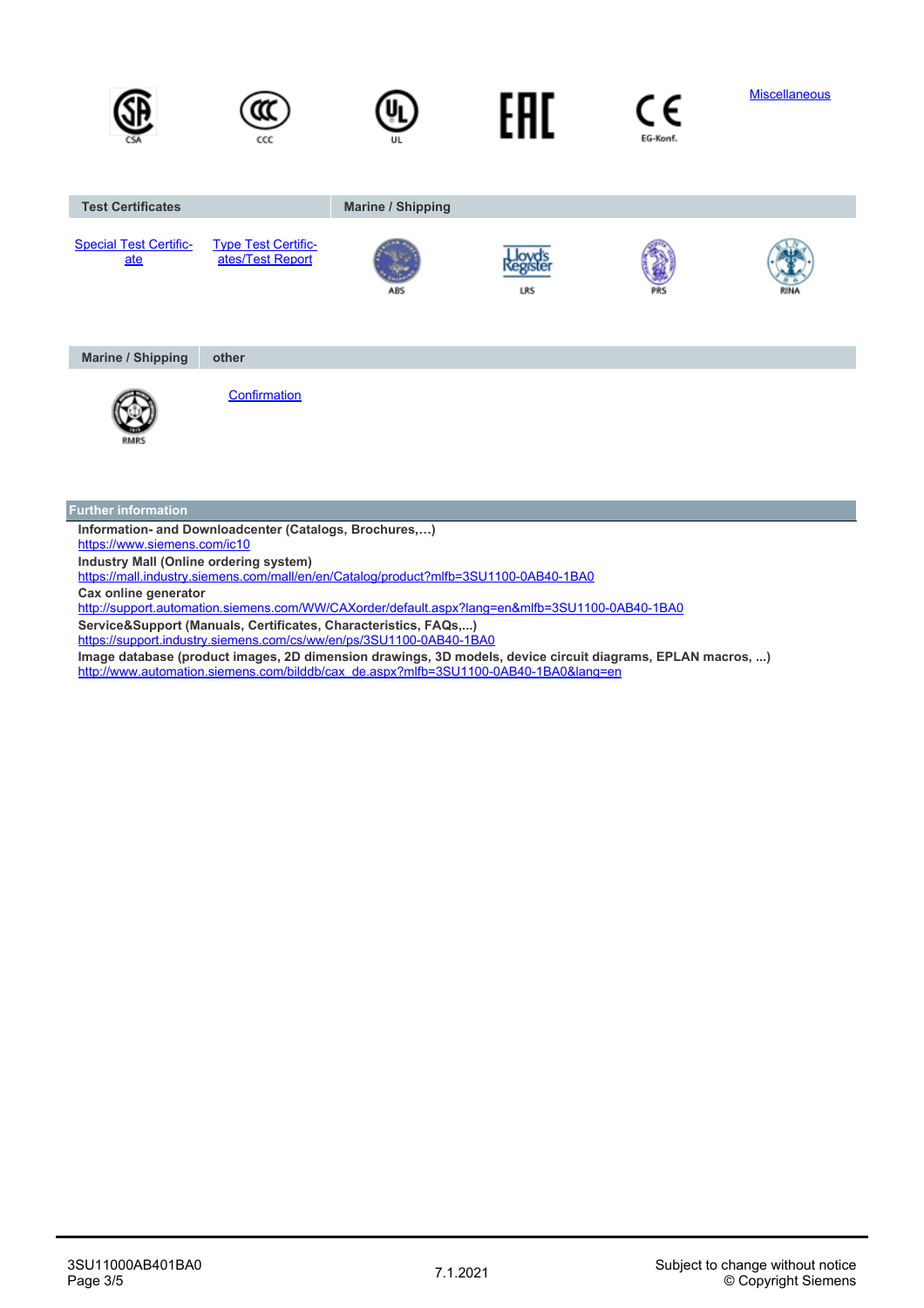| CSA | CCC | UL | EAC | EG-Konf. | Miscellaneous |
|---|---|---|---|---|---|

| Test Certificates | | Marine / Shipping | | | |
|---|---|---|---|---|---|
| Special Test Certificate | Type Test Certificates/Test Report | ABS | LRS | PRS | RINA |

| Marine / Shipping | other |
|---|---|
| RMRS | Confirmation |

## Further information

**Information- and Downloadcenter (Catalogs, Brochures,…)**
https://www.siemens.com/ic10

**Industry Mall (Online ordering system)**
https://mall.industry.siemens.com/mall/en/en/Catalog/product?mlfb=3SU1100-0AB40-1BA0

**Cax online generator**
http://support.automation.siemens.com/WW/CAXorder/default.aspx?lang=en&mlfb=3SU1100-0AB40-1BA0

**Service&Support (Manuals, Certificates, Characteristics, FAQs,...)**
https://support.industry.siemens.com/cs/ww/en/ps/3SU1100-0AB40-1BA0

**Image database (product images, 2D dimension drawings, 3D models, device circuit diagrams, EPLAN macros, ...)**
http://www.automation.siemens.com/bilddb/cax_de.aspx?mlfb=3SU1100-0AB40-1BA0&lang=en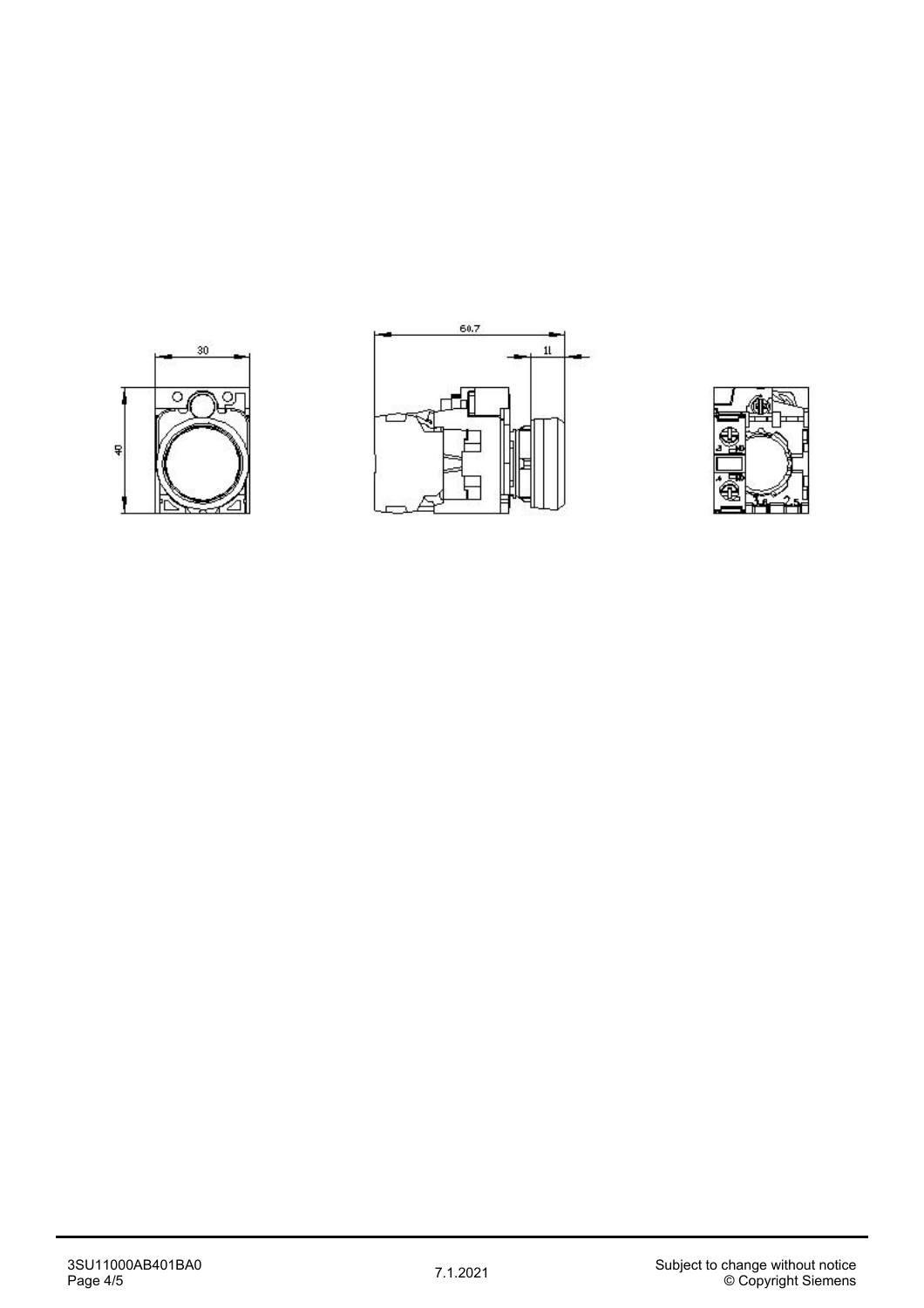30

40

60.7

11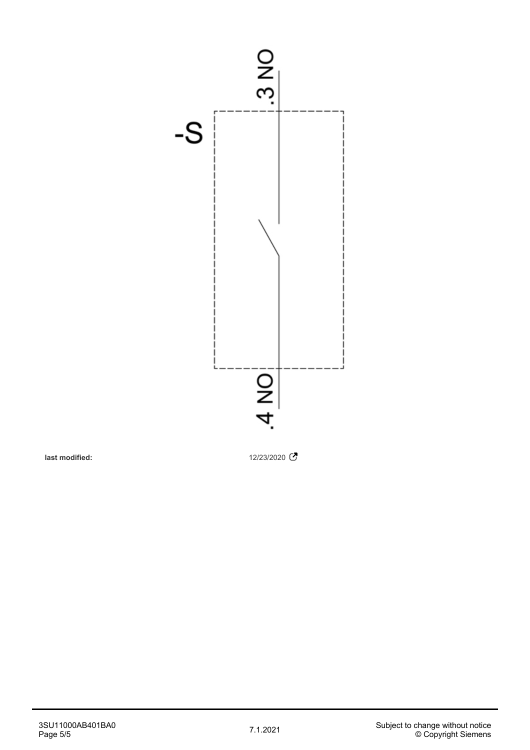.3 NO

-S

.4 NO

**last modified:** 12/23/2020